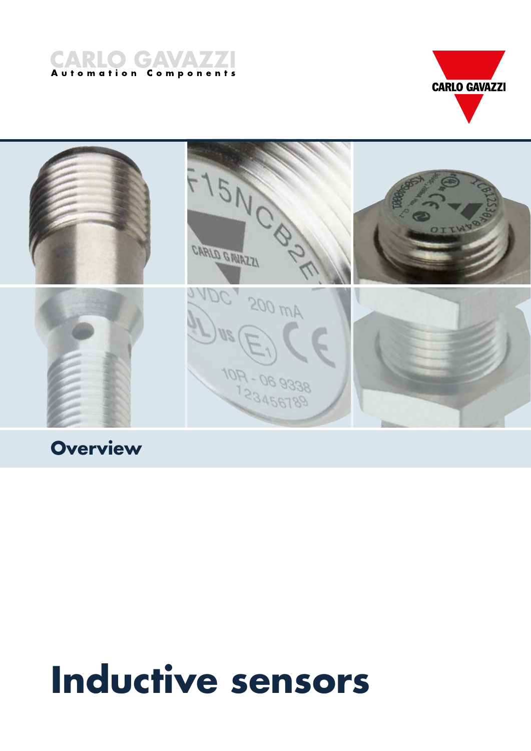CARLO GAVAZZI
Automation Components

CARLO GAVAZZI

## Overview

# Inductive sensors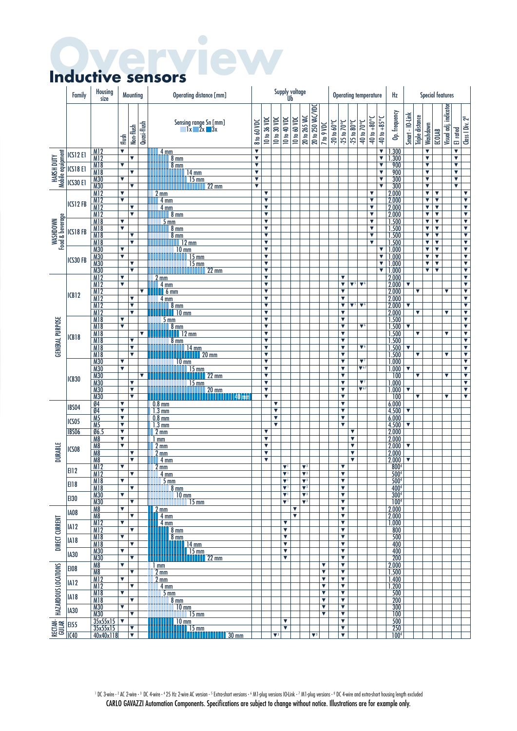# Overview

## Inductive sensors

Sensing range Sn [mm]: 1x / 2x / 3x

| | Family | Housing size | Mounting: Flush | Mounting: Non-flush | Mounting: Quasi-flush | Operating distance [mm] | 8 to 60 VDC | 10 to 36 VDC | 10 to 30 VDC | 10 to 40 VDC | 10 to 60 VDC | 20 to 265 VAC | 20 to 250 VAC/VDC | 7 to 9 VDC | -20 to 60°C | -25 to 70°C | -25 to 80°C | -40 to 70°C | -40 to +80°C | -40 to +85°C | Hz: Op. frequency | Smart - IO-Link | Triple distance | Washdown | ECOLAB | Visual adj. indicator | EI rated | Class I Div. 2[8] |
|---|---|---|---|---|---|---|---|---|---|---|---|---|---|---|---|---|---|---|---|---|---|---|---|---|---|---|---|---|
| HARSH DUTY Mobile equipment | ICS12 EI | M12 | ▼ | | | 4 mm | ▼ | | | | | | | | | | | | | ▼ | 1.300 | | | ▼ | | | ▼ | |
| | | M12 | | ▼ | | 8 mm | ▼ | | | | | | | | | | | | | ▼ | 1.300 | | | ▼ | | | ▼ | |
| | ICS18 EI | M18 | ▼ | | | 8 mm | ▼ | | | | | | | | | | | | | ▼ | 900 | | | ▼ | | | ▼ | |
| | | M18 | | ▼ | | 14 mm | ▼ | | | | | | | | | | | | | ▼ | 900 | | | ▼ | | | ▼ | |
| | ICS30 EI | M30 | ▼ | | | 15 mm | ▼ | | | | | | | | | | | | | ▼ | 300 | | | ▼ | | | ▼ | |
| | | M30 | | ▼ | | 22 mm | ▼ | | | | | | | | | | | | | ▼ | 300 | | | ▼ | | | ▼ | |
| WASHDOWN Food & beverage | ICS12 FB | M12 | ▼ | | | 2 mm | | ▼ | | | | | | | | | | | ▼ | | 2.000 | | | ▼ | ▼ | | | ▼ |
| | | M12 | ▼ | | | 4 mm | | ▼ | | | | | | | | | | | ▼ | | 2.000 | | | ▼ | ▼ | | | ▼ |
| | | M12 | | ▼ | | 4 mm | | ▼ | | | | | | | | | | | ▼ | | 2.000 | | | ▼ | ▼ | | | ▼ |
| | | M12 | | ▼ | | 8 mm | | ▼ | | | | | | | | | | | ▼ | | 2.000 | | | ▼ | ▼ | | | ▼ |
| | ICS18 FB | M18 | ▼ | | | 5 mm | | ▼ | | | | | | | | | | | ▼ | | 1.500 | | | ▼ | ▼ | | | ▼ |
| | | M18 | ▼ | | | 8 mm | | ▼ | | | | | | | | | | | ▼ | | 1.500 | | | ▼ | ▼ | | | ▼ |
| | | M18 | | ▼ | | 8 mm | | ▼ | | | | | | | | | | | ▼ | | 1.500 | | | ▼ | ▼ | | | ▼ |
| | | M18 | | ▼ | | 12 mm | | ▼ | | | | | | | | | | | ▼ | | 1.500 | | | ▼ | ▼ | | | ▼ |
| | ICS30 FB | M30 | ▼ | | | 10 mm | | ▼ | | | | | | | | | | | | ▼ | 1.000 | | | ▼ | ▼ | | | ▼ |
| | | M30 | ▼ | | | 15 mm | | ▼ | | | | | | | | | | | | ▼ | 1.000 | | | ▼ | ▼ | | | ▼ |
| | | M30 | | ▼ | | 15 mm | | ▼ | | | | | | | | | | | | ▼ | 1.000 | | | ▼ | ▼ | | | ▼ |
| | | M30 | | ▼ | | 22 mm | | ▼ | | | | | | | | | | | | ▼ | 1.000 | | | ▼ | ▼ | | | ▼ |
| GENERAL PURPOSE | ICB12 | M12 | ▼ | | | 2 mm | | ▼ | | | | | | | | ▼ | | | | | 2.000 | | | | | | | ▼ |
| | | M12 | ▼ | | | 4 mm | | ▼ | | | | | | | | ▼ | ▼[5] | ▼[6] | | | 2.000 | ▼ | | | | | | ▼ |
| | | M12 | | | ▼ | 6 mm | | ▼ | | | | | | | | ▼ | | | | | 2.000 | | ▼ | | | ▼ | | ▼ |
| | | M12 | | ▼ | | 4 mm | | ▼ | | | | | | | | ▼ | | | | | 2.000 | | | | | | | ▼ |
| | | M12 | | ▼ | | 8 mm | | ▼ | | | | | | | | ▼ | ▼[5] | ▼[6] | | | 2.000 | ▼ | | | | | | ▼ |
| | | M12 | | ▼ | | 10 mm | | ▼ | | | | | | | | ▼ | | | | | 2.000 | | ▼ | | | ▼ | | ▼ |
| | ICB18 | M18 | ▼ | | | 5 mm | | ▼ | | | | | | | | ▼ | | | | | 1.500 | | | | | | | ▼ |
| | | M18 | ▼ | | | 8 mm | | ▼ | | | | | | | | ▼ | | ▼[6] | | | 1.500 | ▼ | | | | | | ▼ |
| | | M18 | | | ▼ | 12 mm | | ▼ | | | | | | | | ▼ | | | | | 1.500 | | ▼ | | | ▼ | | ▼ |
| | | M18 | | ▼ | | 8 mm | | ▼ | | | | | | | | ▼ | | | | | 1.500 | | | | | | | ▼ |
| | | M18 | | ▼ | | 14 mm | | ▼ | | | | | | | | ▼ | | ▼[6] | | | 1.500 | ▼ | | | | | | ▼ |
| | | M18 | | ▼ | | 20 mm | | ▼ | | | | | | | | ▼ | | | | | 1.500 | | ▼ | | | ▼ | | ▼ |
| | ICB30 | M30 | ▼ | | | 10 mm | | ▼ | | | | | | | | ▼ | | ▼[7] | | | 1.000 | | | | | | | ▼ |
| | | M30 | ▼ | | | 15 mm | | ▼ | | | | | | | | ▼ | | ▼[6 7] | | | 1.000 | ▼ | | | | | | ▼ |
| | | M30 | | | ▼ | 22 mm | | ▼ | | | | | | | | ▼ | | | | | 100 | | ▼ | | | ▼ | | ▼ |
| | | M30 | | ▼ | | 15 mm | | ▼ | | | | | | | | ▼ | | ▼[7] | | | 1.000 | | | | | | | ▼ |
| | | M30 | | ▼ | | 20 mm | | ▼ | | | | | | | | ▼ | | ▼[6 7] | | | 1.000 | ▼ | | | | | | ▼ |
| | | M30 | | ▼ | | 40 mm | | ▼ | | | | | | | | ▼ | | | | | 100 | | ▼ | | | ▼ | | ▼ |
| DURABLE | IBS04 | Ø4 | ▼ | | | 0.8 mm | | | ▼ | | | | | | | ▼ | | | | | 6.000 | | | | | | | |
| | | Ø4 | ▼ | | | 1.3 mm | | | ▼ | | | | | | | ▼ | | | | | 4.500 | ▼ | | | | | | |
| | ICS05 | M5 | ▼ | | | 0.8 mm | | | ▼ | | | | | | | ▼ | | | | | 6.000 | | | | | | | |
| | | M5 | ▼ | | | 1.3 mm | | | ▼ | | | | | | | ▼ | | | | | 4.500 | ▼ | | | | | | |
| | IBS06 | Ø6.5 | ▼ | | | 2 mm | | ▼ | | | | | | | | | | | | | 2.000 | | | | | | | |
| | ICS08 | M8 | ▼ | | | 1 mm | | ▼ | | | | | | | | | ▼ | | | | 2.000 | | | | | | | |
| | | M8 | ▼ | | | 2 mm | | ▼ | | | | | | | | | ▼ | | | | 2.000 | ▼ | | | | | | |
| | | M8 | | ▼ | | 2 mm | | ▼ | | | | | | | | | ▼ | | | | 2.000 | | | | | | | |
| | | M8 | | ▼ | | 4 mm | | ▼ | | | | | | | | | ▼ | | | | 2.000 | ▼ | | | | | | |
| | EI12 | M12 | ▼ | | | 2 mm | | | | ▼[1] | | ▼[2] | | | | ▼ | | | | | 800[4] | | | | | | | |
| | | M12 | | ▼ | | 4 mm | | | | ▼[1] | | ▼[2] | | | | ▼ | | | | | 500[4] | | | | | | | |
| | EI18 | M18 | ▼ | | | 5 mm | | | | ▼[1] | | ▼[2] | | | | ▼ | | | | | 500[4] | | | | | | | |
| | | M18 | | ▼ | | 8 mm | | | | ▼[1] | | ▼[2] | | | | ▼ | | | | | 400[4] | | | | | | | |
| | EI30 | M30 | ▼ | | | 10 mm | | | | ▼[1] | | ▼[2] | | | | ▼ | | | | | 300[4] | | | | | | | |
| | | M30 | | ▼ | | 15 mm | | | | ▼[1] | | ▼[2] | | | | ▼ | | | | | 100[4] | | | | | | | |
| DIRECT CURRENT | IA08 | M8 | ▼ | | | 2 mm | | | | | ▼ | | | | | ▼ | | | | | 2.000 | | | | | | | |
| | | M8 | | ▼ | | 4 mm | | | | | ▼ | | | | | ▼ | | | | | 2.000 | | | | | | | |
| | IA12 | M12 | ▼ | | | 4 mm | | | | ▼ | | | | | | ▼ | | | | | 1.000 | | | | | | | |
| | | M12 | | ▼ | | 8 mm | | | | ▼ | | | | | | ▼ | | | | | 800 | | | | | | | |
| | IA18 | M18 | ▼ | | | 8 mm | | | | ▼ | | | | | | ▼ | | | | | 500 | | | | | | | |
| | | M18 | | ▼ | | 14 mm | | | | ▼ | | | | | | ▼ | | | | | 400 | | | | | | | |
| | IA30 | M30 | ▼ | | | 15 mm | | | | ▼ | | | | | | ▼ | | | | | 400 | | | | | | | |
| | | M30 | | ▼ | | 22 mm | | | | ▼ | | | | | | ▼ | | | | | 200 | | | | | | | |
| HAZARDOUS LOCATIONS | EI08 | M8 | ▼ | | | 1 mm | | | | | | | | ▼ | | ▼ | | | | | 2.000 | | | | | | | |
| | | M8 | | ▼ | | 2 mm | | | | | | | | ▼ | | ▼ | | | | | 1.500 | | | | | | | |
| | IA12 | M12 | ▼ | | | 2 mm | | | | | | | | ▼ | | ▼ | | | | | 1.400 | | | | | | | |
| | | M12 | | ▼ | | 4 mm | | | | | | | | ▼ | | ▼ | | | | | 1.200 | | | | | | | |
| | IA18 | M18 | ▼ | | | 5 mm | | | | | | | | ▼ | | ▼ | | | | | 500 | | | | | | | |
| | | M18 | | ▼ | | 8 mm | | | | | | | | ▼ | | ▼ | | | | | 200 | | | | | | | |
| | IA30 | M30 | ▼ | | | 10 mm | | | | | | | | ▼ | | ▼ | | | | | 300 | | | | | | | |
| | | M30 | | ▼ | | 15 mm | | | | | | | | ▼ | | ▼ | | | | | 100 | | | | | | | |
| RECTANGULAR | EI55 | 35x55x15 | ▼ | | | 10 mm | | | | ▼ | | | | | | ▼ | | | | | 500 | | | | | | | |
| | | 35x55x15 | | ▼ | | 15 mm | | | | ▼ | | | | | | ▼ | | | | | 250 | | | | | | | |
| | IC40 | 40x40x118 | | ▼ | | 30 mm | | | ▼[3] | | | | ▼[3] | | | ▼ | | | | | 100[4] | | | | | | | |

[1] DC 3-wire - [2] AC 2-wire - [3] DC 4-wire - [4] 25 Hz 2-wire AC version - [5] Extra-short versions - [6] M1-plug versions IO-Link - [7] M1-plug versions - [8] DC 4-wire and extra-short housing length excluded

CARLO GAVAZZI Automation Components. Specifications are subject to change without notice. Illustrations are for example only.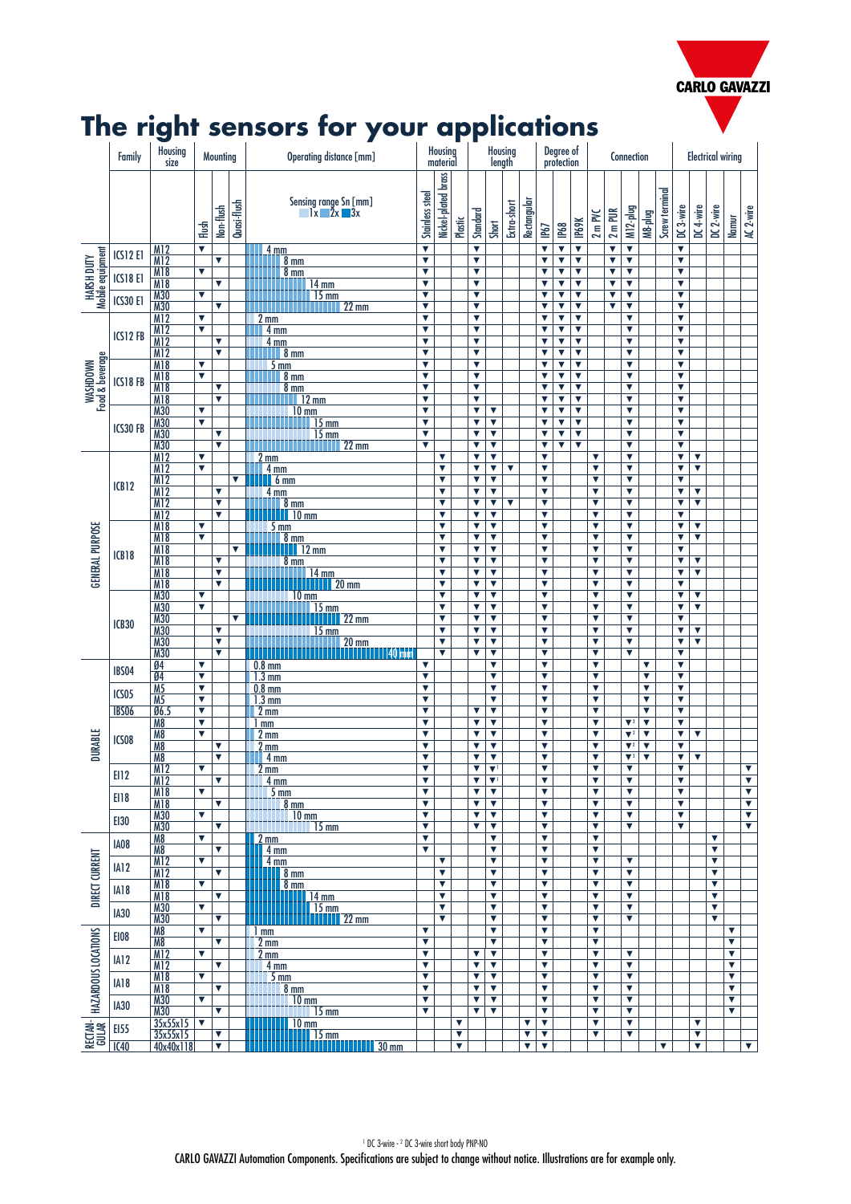CARLO GAVAZZI

# The right sensors for your applications

| | Family | Housing size | Mounting | | | Operating distance [mm] | Housing material | | | Housing length | | | | Degree of protection | | | Connection | | | | | Electrical wiring | | | | |
|---|---|---|---|---|---|---|---|---|---|---|---|---|---|---|---|---|---|---|---|---|---|---|---|---|---|---|
| | | | Flush | Non-flush | Quasi-flush | Sensing range Sn [mm] 1x 2x 3x | Stainless steel | Nickel-plated brass | Plastic | Standard | Short | Extra-short | Rectangular | IP67 | IP68 | IP69K | 2 m PVC | 2 m PUR | M12-plug | M8-plug | Screw terminal | DC 3-wire | DC 4-wire | DC 2-wire | Namur | AC 2-wire |
| HARSH DUTY Mobile equipment | ICS12 E1 | M12 | ▼ | | | 4 mm | ▼ | | | ▼ | | | | ▼ | ▼ | ▼ | | ▼ | ▼ | | | ▼ | | | | |
| | | M12 | | ▼ | | 8 mm | ▼ | | | ▼ | | | | ▼ | ▼ | ▼ | | ▼ | ▼ | | | ▼ | | | | |
| | ICS18 E1 | M18 | ▼ | | | 8 mm | ▼ | | | ▼ | | | | ▼ | ▼ | ▼ | | ▼ | ▼ | | | ▼ | | | | |
| | | M18 | | ▼ | | 14 mm | ▼ | | | ▼ | | | | ▼ | ▼ | ▼ | | ▼ | ▼ | | | ▼ | | | | |
| | ICS30 E1 | M30 | ▼ | | | 15 mm | ▼ | | | ▼ | | | | ▼ | ▼ | ▼ | | ▼ | ▼ | | | ▼ | | | | |
| | | M30 | | ▼ | | 22 mm | ▼ | | | ▼ | | | | ▼ | ▼ | ▼ | | ▼ | ▼ | | | ▼ | | | | |
| WASHDOWN Food & beverage | ICS12 FB | M12 | ▼ | | | 2 mm | ▼ | | | ▼ | | | | ▼ | ▼ | ▼ | | | ▼ | | | ▼ | | | | |
| | | M12 | ▼ | | | 4 mm | ▼ | | | ▼ | | | | ▼ | ▼ | ▼ | | | ▼ | | | ▼ | | | | |
| | | M12 | | ▼ | | 4 mm | ▼ | | | ▼ | | | | ▼ | ▼ | ▼ | | | ▼ | | | ▼ | | | | |
| | | M12 | | ▼ | | 8 mm | ▼ | | | ▼ | | | | ▼ | ▼ | ▼ | | | ▼ | | | ▼ | | | | |
| | ICS18 FB | M18 | ▼ | | | 5 mm | ▼ | | | ▼ | | | | ▼ | ▼ | ▼ | | | ▼ | | | ▼ | | | | |
| | | M18 | ▼ | | | 8 mm | ▼ | | | ▼ | | | | ▼ | ▼ | ▼ | | | ▼ | | | ▼ | | | | |
| | | M18 | | ▼ | | 8 mm | ▼ | | | ▼ | | | | ▼ | ▼ | ▼ | | | ▼ | | | ▼ | | | | |
| | | M18 | | ▼ | | 12 mm | ▼ | | | ▼ | | | | ▼ | ▼ | ▼ | | | ▼ | | | ▼ | | | | |
| | ICS30 FB | M30 | ▼ | | | 10 mm | ▼ | | | ▼ | ▼ | | | ▼ | ▼ | ▼ | | | ▼ | | | ▼ | | | | |
| | | M30 | ▼ | | | 15 mm | ▼ | | | ▼ | ▼ | | | ▼ | ▼ | ▼ | | | ▼ | | | ▼ | | | | |
| | | M30 | | ▼ | | 15 mm | ▼ | | | ▼ | ▼ | | | ▼ | ▼ | ▼ | | | ▼ | | | ▼ | | | | |
| | | M30 | | ▼ | | 22 mm | ▼ | | | ▼ | ▼ | | | ▼ | ▼ | ▼ | | | ▼ | | | ▼ | | | | |
| GENERAL PURPOSE | ICB12 | M12 | ▼ | | | 2 mm | | ▼ | | ▼ | ▼ | | | ▼ | | | ▼ | | ▼ | | | ▼ | ▼ | | | |
| | | M12 | ▼ | | | 4 mm | | ▼ | | ▼ | ▼ | ▼ | | ▼ | | | ▼ | | ▼ | | | ▼ | ▼ | | | |
| | | M12 | | | ▼ | 6 mm | | ▼ | | ▼ | ▼ | | | ▼ | | | ▼ | | ▼ | | | ▼ | | | | |
| | | M12 | | ▼ | | 4 mm | | ▼ | | ▼ | ▼ | | | ▼ | | | ▼ | | ▼ | | | ▼ | ▼ | | | |
| | | M12 | | ▼ | | 8 mm | | ▼ | | ▼ | ▼ | ▼ | | ▼ | | | ▼ | | ▼ | | | ▼ | ▼ | | | |
| | | M12 | | ▼ | | 10 mm | | ▼ | | ▼ | ▼ | | | ▼ | | | ▼ | | ▼ | | | ▼ | | | | |
| | ICB18 | M18 | ▼ | | | 5 mm | | ▼ | | ▼ | ▼ | | | ▼ | | | ▼ | | ▼ | | | ▼ | ▼ | | | |
| | | M18 | ▼ | | | 8 mm | | ▼ | | ▼ | ▼ | | | ▼ | | | ▼ | | ▼ | | | ▼ | ▼ | | | |
| | | M18 | | | ▼ | 12 mm | | ▼ | | ▼ | ▼ | | | ▼ | | | ▼ | | ▼ | | | ▼ | | | | |
| | | M18 | | ▼ | | 8 mm | | ▼ | | ▼ | ▼ | | | ▼ | | | ▼ | | ▼ | | | ▼ | ▼ | | | |
| | | M18 | | ▼ | | 14 mm | | ▼ | | ▼ | ▼ | | | ▼ | | | ▼ | | ▼ | | | ▼ | ▼ | | | |
| | | M18 | | ▼ | | 20 mm | | ▼ | | ▼ | ▼ | | | ▼ | | | ▼ | | ▼ | | | ▼ | | | | |
| | ICB30 | M30 | ▼ | | | 10 mm | | ▼ | | ▼ | ▼ | | | ▼ | | | ▼ | | ▼ | | | ▼ | ▼ | | | |
| | | M30 | ▼ | | | 15 mm | | ▼ | | ▼ | ▼ | | | ▼ | | | ▼ | | ▼ | | | ▼ | ▼ | | | |
| | | M30 | | | ▼ | 22 mm | | ▼ | | ▼ | ▼ | | | ▼ | | | ▼ | | ▼ | | | ▼ | | | | |
| | | M30 | | ▼ | | 15 mm | | ▼ | | ▼ | ▼ | | | ▼ | | | ▼ | | ▼ | | | ▼ | ▼ | | | |
| | | M30 | | ▼ | | 20 mm | | ▼ | | ▼ | ▼ | | | ▼ | | | ▼ | | ▼ | | | ▼ | ▼ | | | |
| | | M30 | | ▼ | | 40 mm | | ▼ | | ▼ | ▼ | | | ▼ | | | ▼ | | ▼ | | | ▼ | | | | |
| DURABLE | IBS04 | Ø4 | ▼ | | | 0.8 mm | ▼ | | | | ▼ | | | ▼ | | | ▼ | | | ▼ | | ▼ | | | | |
| | | Ø4 | ▼ | | | 1.3 mm | ▼ | | | | ▼ | | | ▼ | | | ▼ | | | ▼ | | ▼ | | | | |
| | ICS05 | M5 | ▼ | | | 0.8 mm | ▼ | | | | ▼ | | | ▼ | | | ▼ | | | ▼ | | ▼ | | | | |
| | | M5 | ▼ | | | 1.3 mm | ▼ | | | | ▼ | | | ▼ | | | ▼ | | | ▼ | | ▼ | | | | |
| | IBS06 | Ø6.5 | ▼ | | | 2 mm | ▼ | | | ▼ | ▼ | | | ▼ | | | ▼ | | | ▼ | | ▼ | | | | |
| | ICS08 | M8 | ▼ | | | 1 mm | ▼ | | | ▼ | ▼ | | | ▼ | | | ▼ | | | ▼ | | ▼ | | | | |
| | | M8 | ▼ | | | 2 mm | ▼ | | | ▼ | ▼ | | | ▼ | | | ▼ | | ▼[2] | ▼ | | ▼ | ▼ | | | |
| | | M8 | | ▼ | | 2 mm | ▼ | | | ▼ | ▼ | | | ▼ | | | ▼ | | ▼[2] | ▼ | | ▼ | | | | |
| | | M8 | | ▼ | | 4 mm | ▼ | | | ▼ | ▼ | | | ▼ | | | ▼ | | ▼[2] | ▼ | | ▼ | ▼ | | | |
| | EI12 | M12 | ▼ | | | 2 mm | ▼ | | | ▼ | ▼[1] | | | ▼ | | | ▼ | | ▼ | | | ▼ | | | | ▼ |
| | | M12 | | ▼ | | 4 mm | ▼ | | | ▼ | ▼[1] | | | ▼ | | | ▼ | | ▼ | | | ▼ | | | | ▼ |
| | EI18 | M18 | ▼ | | | 5 mm | ▼ | | | ▼ | ▼ | | | ▼ | | | ▼ | | ▼ | | | ▼ | | | | ▼ |
| | | M18 | | ▼ | | 8 mm | ▼ | | | ▼ | ▼ | | | ▼ | | | ▼ | | ▼ | | | ▼ | | | | ▼ |
| | EI30 | M30 | ▼ | | | 10 mm | ▼ | | | ▼ | ▼ | | | ▼ | | | ▼ | | ▼ | | | ▼ | | | | ▼ |
| | | M30 | | ▼ | | 15 mm | ▼ | | | ▼ | ▼ | | | ▼ | | | ▼ | | ▼ | | | ▼ | | | | ▼ |
| DIRECT CURRENT | IA08 | M8 | ▼ | | | 2 mm | ▼ | | | | ▼ | | | ▼ | | | ▼ | | | | | | | ▼ | | |
| | | M8 | | ▼ | | 4 mm | ▼ | | | | ▼ | | | ▼ | | | ▼ | | | | | | | ▼ | | |
| | IA12 | M12 | ▼ | | | 4 mm | | ▼ | | | ▼ | | | ▼ | | | ▼ | | ▼ | | | | | ▼ | | |
| | | M12 | | ▼ | | 8 mm | | ▼ | | | ▼ | | | ▼ | | | ▼ | | ▼ | | | | | ▼ | | |
| | IA18 | M18 | ▼ | | | 8 mm | | ▼ | | | ▼ | | | ▼ | | | ▼ | | ▼ | | | | | ▼ | | |
| | | M18 | | ▼ | | 14 mm | | ▼ | | | ▼ | | | ▼ | | | ▼ | | ▼ | | | | | ▼ | | |
| | IA30 | M30 | ▼ | | | 15 mm | | ▼ | | | ▼ | | | ▼ | | | ▼ | | ▼ | | | | | ▼ | | |
| | | M30 | | ▼ | | 22 mm | | ▼ | | | ▼ | | | ▼ | | | ▼ | | ▼ | | | | | ▼ | | |
| HAZARDOUS LOCATIONS | EI08 | M8 | ▼ | | | 1 mm | ▼ | | | | ▼ | | | ▼ | | | ▼ | | | | | | | | ▼ | |
| | | M8 | | ▼ | | 2 mm | ▼ | | | | ▼ | | | ▼ | | | ▼ | | | | | | | | ▼ | |
| | IA12 | M12 | ▼ | | | 2 mm | ▼ | | | ▼ | ▼ | | | ▼ | | | ▼ | | ▼ | | | | | | ▼ | |
| | | M12 | | ▼ | | 4 mm | ▼ | | | ▼ | ▼ | | | ▼ | | | ▼ | | ▼ | | | | | | ▼ | |
| | IA18 | M18 | ▼ | | | 5 mm | ▼ | | | ▼ | ▼ | | | ▼ | | | ▼ | | ▼ | | | | | | ▼ | |
| | | M18 | | ▼ | | 8 mm | ▼ | | | ▼ | ▼ | | | ▼ | | | ▼ | | ▼ | | | | | | ▼ | |
| | IA30 | M30 | ▼ | | | 10 mm | ▼ | | | ▼ | ▼ | | | ▼ | | | ▼ | | ▼ | | | | | | ▼ | |
| | | M30 | | ▼ | | 15 mm | ▼ | | | ▼ | ▼ | | | ▼ | | | ▼ | | ▼ | | | | | | ▼ | |
| RECTANGULAR | EI55 | 35x55x15 | ▼ | | | 10 mm | | | ▼ | | | | ▼ | ▼ | | | ▼ | | ▼ | | | | ▼ | | | |
| | | 35x55x15 | | ▼ | | 15 mm | | | ▼ | | | | ▼ | ▼ | | | ▼ | | ▼ | | | | ▼ | | | |
| | IC40 | 40x40x118 | | ▼ | | 30 mm | | | ▼ | | | | ▼ | ▼ | | | | | | | ▼ | | ▼ | | | ▼ |

[1] DC 3-wire - [2] DC 3-wire short body PNP-NO

CARLO GAVAZZI Automation Components. Specifications are subject to change without notice. Illustrations are for example only.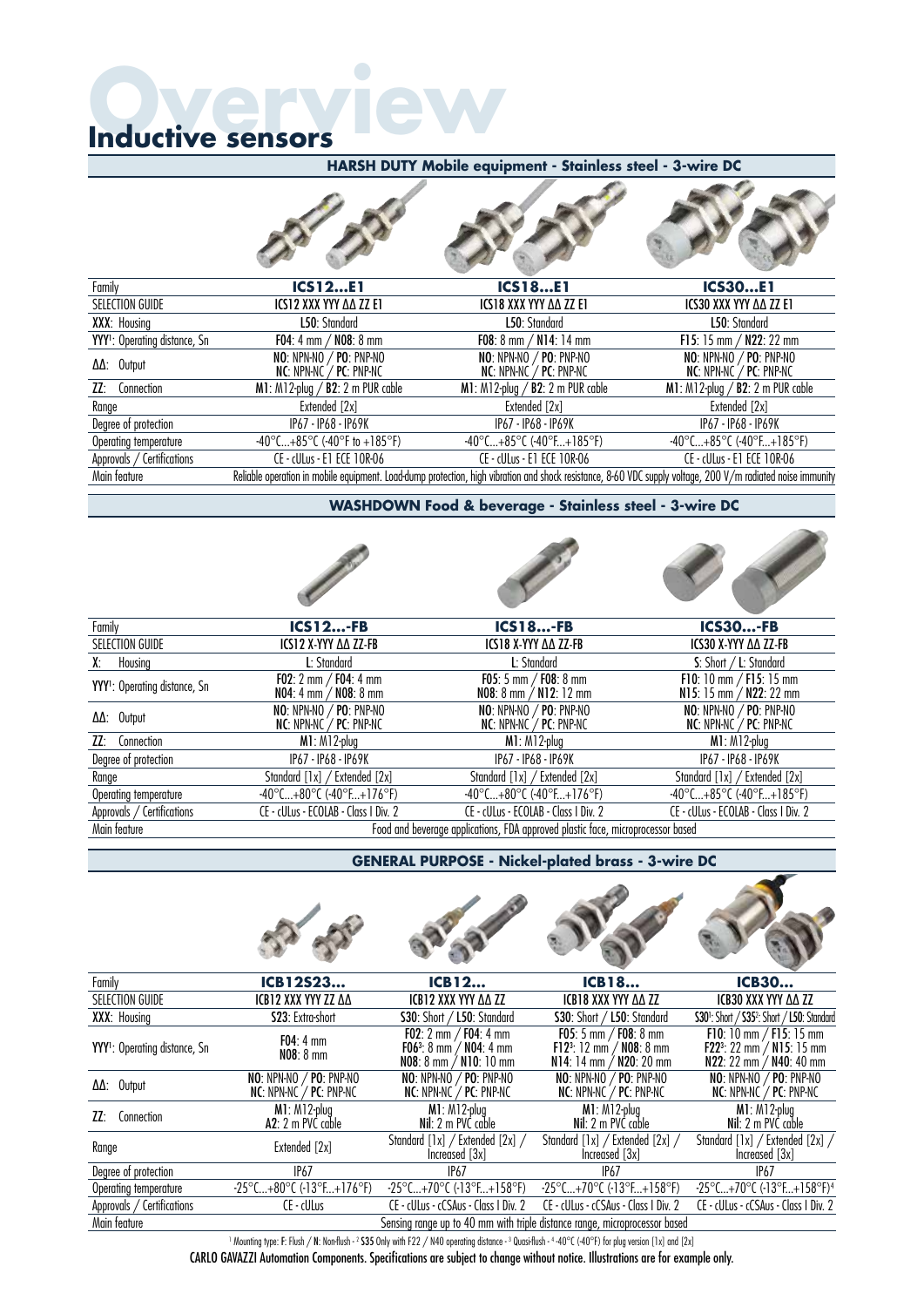# Overview

## Inductive sensors

### HARSH DUTY Mobile equipment - Stainless steel - 3-wire DC

| Family | ICS12...E1 | ICS18...E1 | ICS30...E1 |
|---|---|---|---|
| SELECTION GUIDE | ICS12 XXX YYY ΔΔ ZZ E1 | ICS18 XXX YYY ΔΔ ZZ E1 | ICS30 XXX YYY ΔΔ ZZ E1 |
| XXX: Housing | L50: Standard | L50: Standard | L50: Standard |
| YYY[1]: Operating distance, Sn | F04: 4 mm / N08: 8 mm | F08: 8 mm / N14: 14 mm | F15: 15 mm / N22: 22 mm |
| ΔΔ: Output | NO: NPN-NO / PO: PNP-NO NC: NPN-NC / PC: PNP-NC | NO: NPN-NO / PO: PNP-NO NC: NPN-NC / PC: PNP-NC | NO: NPN-NO / PO: PNP-NO NC: NPN-NC / PC: PNP-NC |
| ZZ: Connection | M1: M12-plug / B2: 2 m PUR cable | M1: M12-plug / B2: 2 m PUR cable | M1: M12-plug / B2: 2 m PUR cable |
| Range | Extended [2x] | Extended [2x] | Extended [2x] |
| Degree of protection | IP67 - IP68 - IP69K | IP67 - IP68 - IP69K | IP67 - IP68 - IP69K |
| Operating temperature | -40°C...+85°C (-40°F to +185°F) | -40°C...+85°C (-40°F...+185°F) | -40°C...+85°C (-40°F...+185°F) |
| Approvals / Certifications | CE - cULus - E1 ECE 10R-06 | CE - cULus - E1 ECE 10R-06 | CE - cULus - E1 ECE 10R-06 |
| Main feature | Reliable operation in mobile equipment. Load-dump protection, high vibration and shock resistance, 8-60 VDC supply voltage, 200 V/m radiated noise immunity | | |

### WASHDOWN Food & beverage - Stainless steel - 3-wire DC

| Family | ICS12...-FB | ICS18...-FB | ICS30...-FB |
|---|---|---|---|
| SELECTION GUIDE | ICS12 X-YYY ΔΔ ZZ-FB | ICS18 X-YYY ΔΔ ZZ-FB | ICS30 X-YYY ΔΔ ZZ-FB |
| X: Housing | L: Standard | L: Standard | S: Short / L: Standard |
| YYY[1]: Operating distance, Sn | F02: 2 mm / F04: 4 mm N04: 4 mm / N08: 8 mm | F05: 5 mm / F08: 8 mm N08: 8 mm / N12: 12 mm | F10: 10 mm / F15: 15 mm N15: 15 mm / N22: 22 mm |
| ΔΔ: Output | NO: NPN-NO / PO: PNP-NO NC: NPN-NC / PC: PNP-NC | NO: NPN-NO / PO: PNP-NO NC: NPN-NC / PC: PNP-NC | NO: NPN-NO / PO: PNP-NO NC: NPN-NC / PC: PNP-NC |
| ZZ: Connection | M1: M12-plug | M1: M12-plug | M1: M12-plug |
| Degree of protection | IP67 - IP68 - IP69K | IP67 - IP68 - IP69K | IP67 - IP68 - IP69K |
| Range | Standard [1x] / Extended [2x] | Standard [1x] / Extended [2x] | Standard [1x] / Extended [2x] |
| Operating temperature | -40°C...+80°C (-40°F...+176°F) | -40°C...+80°C (-40°F...+176°F) | -40°C...+85°C (-40°F...+185°F) |
| Approvals / Certifications | CE - cULus - ECOLAB - Class I Div. 2 | CE - cULus - ECOLAB - Class I Div. 2 | CE - cULus - ECOLAB - Class I Div. 2 |
| Main feature | Food and beverage applications, FDA approved plastic face, microprocessor based | | |

### GENERAL PURPOSE - Nickel-plated brass - 3-wire DC

| Family | ICB12S23... | ICB12... | ICB18... | ICB30... |
|---|---|---|---|---|
| SELECTION GUIDE | ICB12 XXX YYY ZZ ΔΔ | ICB12 XXX YYY ΔΔ ZZ | ICB18 XXX YYY ΔΔ ZZ | ICB30 XXX YYY ΔΔ ZZ |
| XXX: Housing | S23: Extra-short | S30: Short / L50: Standard | S30: Short / L50: Standard | S30[1]: Short / S35[2]: Short / L50: Standard |
| YYY[1]: Operating distance, Sn | F04: 4 mm N08: 8 mm | F02: 2 mm / F04: 4 mm F06[3]: 8 mm / N04: 4 mm N08: 8 mm / N10: 10 mm | F05: 5 mm / F08: 8 mm F12[3]: 12 mm / N08: 8 mm N14: 14 mm / N20: 20 mm | F10: 10 mm / F15: 15 mm F22[3]: 22 mm / N15: 15 mm N22: 22 mm / N40: 40 mm |
| ΔΔ: Output | NO: NPN-NO / PO: PNP-NO NC: NPN-NC / PC: PNP-NC | NO: NPN-NO / PO: PNP-NO NC: NPN-NC / PC: PNP-NC | NO: NPN-NO / PO: PNP-NO NC: NPN-NC / PC: PNP-NC | NO: NPN-NO / PO: PNP-NO NC: NPN-NC / PC: PNP-NC |
| ZZ: Connection | M1: M12-plug A2: 2 m PVC cable | M1: M12-plug Nil: 2 m PVC cable | M1: M12-plug Nil: 2 m PVC cable | M1: M12-plug Nil: 2 m PVC cable |
| Range | Extended [2x] | Standard [1x] / Extended [2x] / Increased [3x] | Standard [1x] / Extended [2x] / Increased [3x] | Standard [1x] / Extended [2x] / Increased [3x] |
| Degree of protection | IP67 | IP67 | IP67 | IP67 |
| Operating temperature | -25°C...+80°C (-13°F...+176°F) | -25°C...+70°C (-13°F...+158°F) | -25°C...+70°C (-13°F...+158°F) | -25°C...+70°C (-13°F...+158°F)[4] |
| Approvals / Certifications | CE - cULus | CE - cULus - cCSAus - Class I Div. 2 | CE - cULus - cCSAus - Class I Div. 2 | CE - cULus - cCSAus - Class I Div. 2 |
| Main feature | Sensing range up to 40 mm with triple distance range, microprocessor based | | | |

[1] Mounting type: F: Flush / N: Non-flush - [2] S35 Only with F22 / N40 operating distance - [3] Quasi-flush - [4] -40°C (-40°F) for plug version [1x] and [2x]

CARLO GAVAZZI Automation Components. Specifications are subject to change without notice. Illustrations are for example only.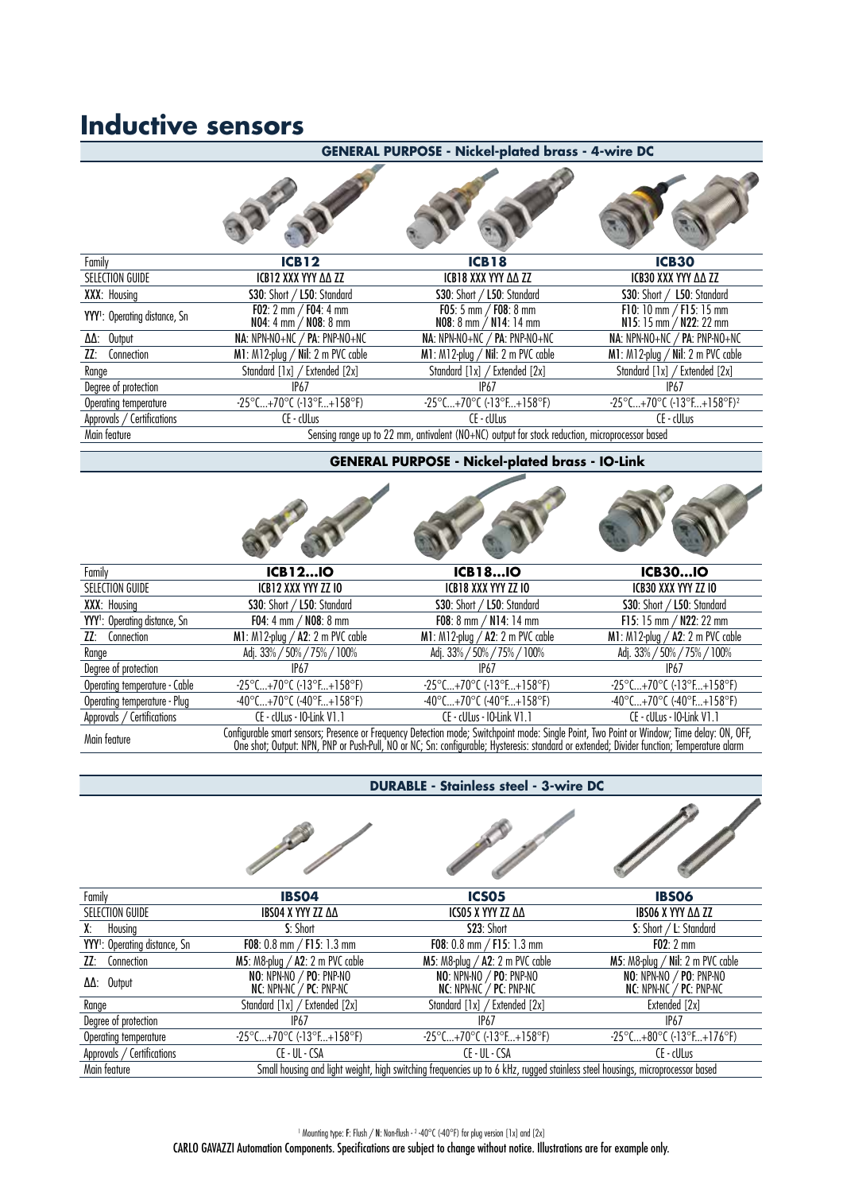# Inductive sensors

## GENERAL PURPOSE - Nickel-plated brass - 4-wire DC

| Family | ICB12 | ICB18 | ICB30 |
|---|---|---|---|
| SELECTION GUIDE | ICB12 XXX YYY ΔΔ ZZ | ICB18 XXX YYY ΔΔ ZZ | ICB30 XXX YYY ΔΔ ZZ |
| XXX: Housing | **S30**: Short / **L50**: Standard | **S30**: Short / **L50**: Standard | **S30**: Short / **L50**: Standard |
| YYY[1]: Operating distance, Sn | **F02**: 2 mm / **F04**: 4 mm **N04**: 4 mm / **N08**: 8 mm | **F05**: 5 mm / **F08**: 8 mm **N08**: 8 mm / **N14**: 14 mm | **F10**: 10 mm / **F15**: 15 mm **N15**: 15 mm / **N22**: 22 mm |
| ΔΔ: Output | **NA**: NPN-NO+NC / **PA**: PNP-NO+NC | **NA**: NPN-NO+NC / **PA**: PNP-NO+NC | **NA**: NPN-NO+NC / **PA**: PNP-NO+NC |
| ZZ: Connection | **M1**: M12-plug / **Nil**: 2 m PVC cable | **M1**: M12-plug / **Nil**: 2 m PVC cable | **M1**: M12-plug / **Nil**: 2 m PVC cable |
| Range | Standard [1x] / Extended [2x] | Standard [1x] / Extended [2x] | Standard [1x] / Extended [2x] |
| Degree of protection | IP67 | IP67 | IP67 |
| Operating temperature | -25°C...+70°C (-13°F...+158°F) | -25°C...+70°C (-13°F...+158°F) | -25°C...+70°C (-13°F...+158°F)[2] |
| Approvals / Certifications | CE - cULus | CE - cULus | CE - cULus |
| Main feature | Sensing range up to 22 mm, antivalent (NO+NC) output for stock reduction, microprocessor based | | |

## GENERAL PURPOSE - Nickel-plated brass - IO-Link

| Family | ICB12...IO | ICB18...IO | ICB30...IO |
|---|---|---|---|
| SELECTION GUIDE | ICB12 XXX YYY ZZ IO | ICB18 XXX YYY ZZ IO | ICB30 XXX YYY ZZ IO |
| XXX: Housing | **S30**: Short / **L50**: Standard | **S30**: Short / **L50**: Standard | **S30**: Short / **L50**: Standard |
| YYY[1]: Operating distance, Sn | **F04**: 4 mm / **N08**: 8 mm | **F08**: 8 mm / **N14**: 14 mm | **F15**: 15 mm / **N22**: 22 mm |
| ZZ: Connection | **M1**: M12-plug / **A2**: 2 m PVC cable | **M1**: M12-plug / **A2**: 2 m PVC cable | **M1**: M12-plug / **A2**: 2 m PVC cable |
| Range | Adj. 33% / 50% / 75% / 100% | Adj. 33% / 50% / 75% / 100% | Adj. 33% / 50% / 75% / 100% |
| Degree of protection | IP67 | IP67 | IP67 |
| Operating temperature - Cable | -25°C...+70°C (-13°F...+158°F) | -25°C...+70°C (-13°F...+158°F) | -25°C...+70°C (-13°F...+158°F) |
| Operating temperature - Plug | -40°C...+70°C (-40°F...+158°F) | -40°C...+70°C (-40°F...+158°F) | -40°C...+70°C (-40°F...+158°F) |
| Approvals / Certifications | CE - cULus - IO-Link V1.1 | CE - cULus - IO-Link V1.1 | CE - cULus - IO-Link V1.1 |
| Main feature | Configurable smart sensors; Presence or Frequency Detection mode; Switchpoint mode: Single Point, Two Point or Window; Time delay: ON, OFF, One shot; Output: NPN, PNP or Push-Pull, NO or NC; Sn: configurable; Hysteresis: standard or extended; Divider function; Temperature alarm | | |

## DURABLE - Stainless steel - 3-wire DC

| Family | IBS04 | ICS05 | IBS06 |
|---|---|---|---|
| SELECTION GUIDE | IBS04 X YYY ZZ ΔΔ | ICS05 X YYY ZZ ΔΔ | IBS06 X YYY ΔΔ ZZ |
| X: Housing | **S**: Short | **S23**: Short | **S**: Short / **L**: Standard |
| YYY[1]: Operating distance, Sn | **F08**: 0.8 mm / **F15**: 1.3 mm | **F08**: 0.8 mm / **F15**: 1.3 mm | **F02**: 2 mm |
| ZZ: Connection | **M5**: M8-plug / **A2**: 2 m PVC cable | **M5**: M8-plug / **A2**: 2 m PVC cable | **M5**: M8-plug / **Nil**: 2 m PVC cable |
| ΔΔ: Output | **NO**: NPN-NO / **PO**: PNP-NO **NC**: NPN-NC / **PC**: PNP-NC | **NO**: NPN-NO / **PO**: PNP-NO **NC**: NPN-NC / **PC**: PNP-NC | **NO**: NPN-NO / **PO**: PNP-NO **NC**: NPN-NC / **PC**: PNP-NC |
| Range | Standard [1x] / Extended [2x] | Standard [1x] / Extended [2x] | Extended [2x] |
| Degree of protection | IP67 | IP67 | IP67 |
| Operating temperature | -25°C...+70°C (-13°F...+158°F) | -25°C...+70°C (-13°F...+158°F) | -25°C...+80°C (-13°F...+176°F) |
| Approvals / Certifications | CE - UL - CSA | CE - UL - CSA | CE - cULus |
| Main feature | Small housing and light weight, high switching frequencies up to 6 kHz, rugged stainless steel housings, microprocessor based | | |

[1] Mounting type: **F**: Flush / **N**: Non-flush - [2] -40°C (-40°F) for plug version [1x] and [2x]

CARLO GAVAZZI Automation Components. Specifications are subject to change without notice. Illustrations are for example only.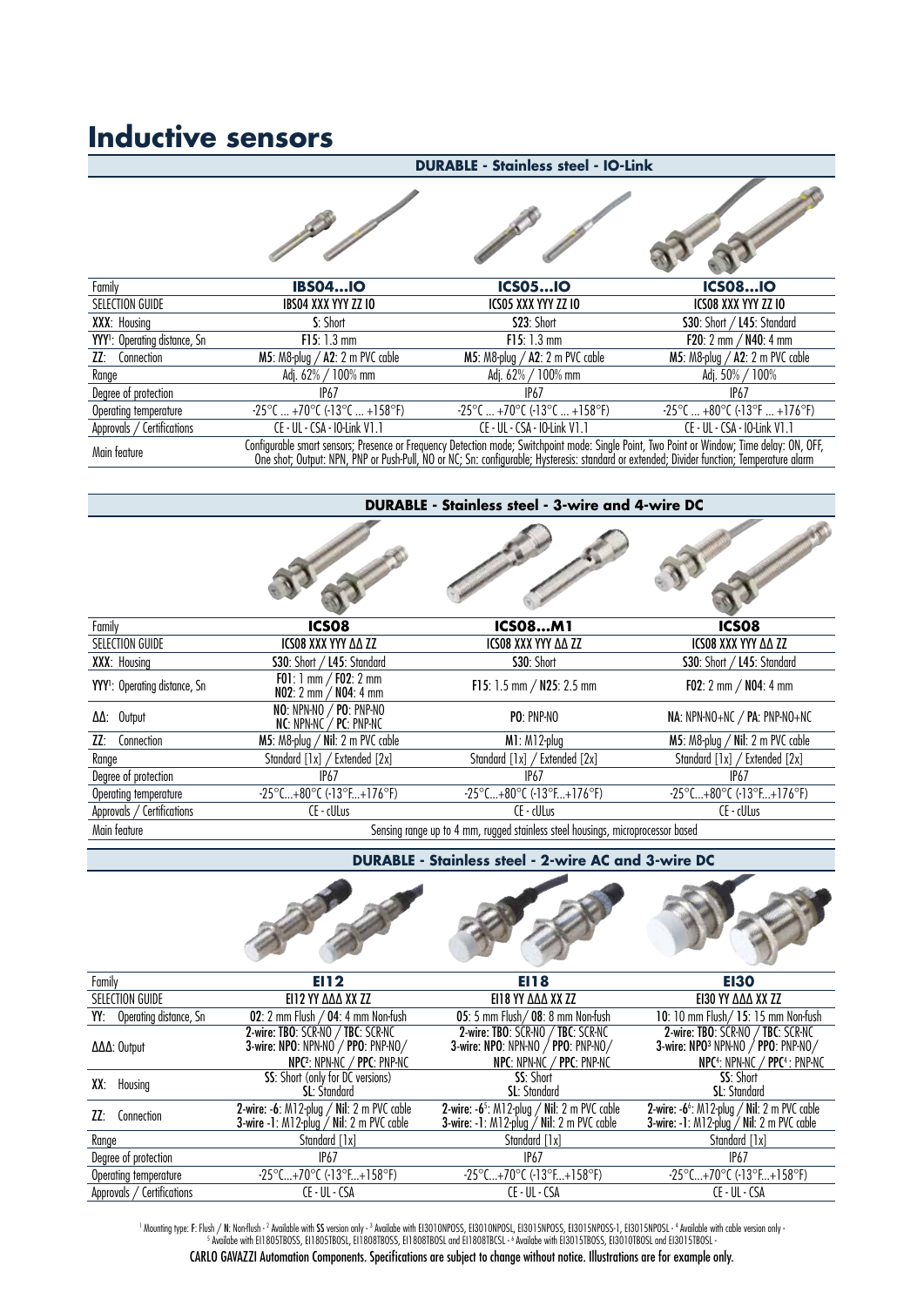# Inductive sensors

## DURABLE - Stainless steel - IO-Link

| Family | IBS04...IO | ICS05...IO | ICS08...IO |
|---|---|---|---|
| SELECTION GUIDE | IBS04 XXX YYY ZZ IO | ICS05 XXX YYY ZZ IO | ICS08 XXX YYY ZZ IO |
| XXX: Housing | S: Short | S23: Short | S30: Short / L45: Standard |
| YYY[1]: Operating distance, Sn | F15: 1.3 mm | F15: 1.3 mm | F20: 2 mm / N40: 4 mm |
| ZZ: Connection | M5: M8-plug / A2: 2 m PVC cable | M5: M8-plug / A2: 2 m PVC cable | M5: M8-plug / A2: 2 m PVC cable |
| Range | Adj. 62% / 100% mm | Adj. 62% / 100% mm | Adj. 50% / 100% |
| Degree of protection | IP67 | IP67 | IP67 |
| Operating temperature | -25°C ... +70°C (-13°C ... +158°F) | -25°C ... +70°C (-13°C ... +158°F) | -25°C ... +80°C (-13°F ... +176°F) |
| Approvals / Certifications | CE - UL - CSA - IO-Link V1.1 | CE - UL - CSA - IO-Link V1.1 | CE - UL - CSA - IO-Link V1.1 |
| Main feature | Configurable smart sensors; Presence or Frequency Detection mode; Switchpoint mode: Single Point, Two Point or Window; Time delay: ON, OFF, One shot; Output: NPN, PNP or Push-Pull, NO or NC; Sn: configurable; Hysteresis: standard or extended; Divider function; Temperature alarm | | |

## DURABLE - Stainless steel - 3-wire and 4-wire DC

| Family | ICS08 | ICS08...M1 | ICS08 |
|---|---|---|---|
| SELECTION GUIDE | ICS08 XXX YYY ΔΔ ZZ | ICS08 XXX YYY ΔΔ ZZ | ICS08 XXX YYY ΔΔ ZZ |
| XXX: Housing | S30: Short / L45: Standard | S30: Short | S30: Short / L45: Standard |
| YYY[1]: Operating distance, Sn | F01: 1 mm / F02: 2 mm<br>N02: 2 mm / N04: 4 mm | F15: 1.5 mm / N25: 2.5 mm | F02: 2 mm / N04: 4 mm |
| ΔΔ: Output | NO: NPN-NO / PO: PNP-NO<br>NC: NPN-NC / PC: PNP-NC | PO: PNP-NO | NA: NPN-NO+NC / PA: PNP-NO+NC |
| ZZ: Connection | M5: M8-plug / Nil: 2 m PVC cable | M1: M12-plug | M5: M8-plug / Nil: 2 m PVC cable |
| Range | Standard [1x] / Extended [2x] | Standard [1x] / Extended [2x] | Standard [1x] / Extended [2x] |
| Degree of protection | IP67 | IP67 | IP67 |
| Operating temperature | -25°C...+80°C (-13°F...+176°F) | -25°C...+80°C (-13°F...+176°F) | -25°C...+80°C (-13°F...+176°F) |
| Approvals / Certifications | CE - cULus | CE - cULus | CE - cULus |
| Main feature | Sensing range up to 4 mm, rugged stainless steel housings, microprocessor based | | |

## DURABLE - Stainless steel - 2-wire AC and 3-wire DC

| Family | EI12 | EI18 | EI30 |
|---|---|---|---|
| SELECTION GUIDE | EI12 YY ΔΔΔ XX ZZ | EI18 YY ΔΔΔ XX ZZ | EI30 YY ΔΔΔ XX ZZ |
| YY: Operating distance, Sn | 02: 2 mm Flush / 04: 4 mm Non-fush | 05: 5 mm Flush / 08: 8 mm Non-fush | 10: 10 mm Flush / 15: 15 mm Non-fush |
| ΔΔΔ: Output | 2-wire: TBO: SCR-NO / TBC: SCR-NC<br>3-wire: NPO: NPN-NO / PPO: PNP-NO/<br>NPC[2]: NPN-NC / PPC: PNP-NC | 2-wire: TBO: SCR-NO / TBC: SCR-NC<br>3-wire: NPO: NPN-NO / PPO: PNP-NO/<br>NPC: NPN-NC / PPC: PNP-NC | 2-wire: TBO: SCR-NO / TBC: SCR-NC<br>3-wire: NPO[3] NPN-NO / PPO: PNP-NO/<br>NPC[4]: NPN-NC / PPC[4]: PNP-NC |
| XX: Housing | SS: Short (only for DC versions)<br>SL: Standard | SS: Short<br>SL: Standard | SS: Short<br>SL: Standard |
| ZZ: Connection | 2-wire: -6: M12-plug / Nil: 2 m PVC cable<br>3-wire -1: M12-plug / Nil: 2 m PVC cable | 2-wire: -6[5]: M12-plug / Nil: 2 m PVC cable<br>3-wire: -1: M12-plug / Nil: 2 m PVC cable | 2-wire: -6[6]: M12-plug / Nil: 2 m PVC cable<br>3-wire: -1: M12-plug / Nil: 2 m PVC cable |
| Range | Standard [1x] | Standard [1x] | Standard [1x] |
| Degree of protection | IP67 | IP67 | IP67 |
| Operating temperature | -25°C...+70°C (-13°F...+158°F) | -25°C...+70°C (-13°F...+158°F) | -25°C...+70°C (-13°F...+158°F) |
| Approvals / Certifications | CE - UL - CSA | CE - UL - CSA | CE - UL - CSA |

[1] Mounting type: F: Flush / N: Non-flush - [2] Available with SS version only - [3] Availabe with EI3010NPOSS, EI3010NPOSL, EI3015NPOSS, EI3015NPOSS-1, EI3015NPOSL - [4] Available with cable version only - [5] Availabe with EI1805TBOSS, EI1805TBOSL, EI1808TBOSS, EI1808TBOSL and EI1808TBCSL - [6] Availabe with EI3015TBOSS, EI3010TBOSL and EI3015TBOSL -

CARLO GAVAZZI Automation Components. Specifications are subject to change without notice. Illustrations are for example only.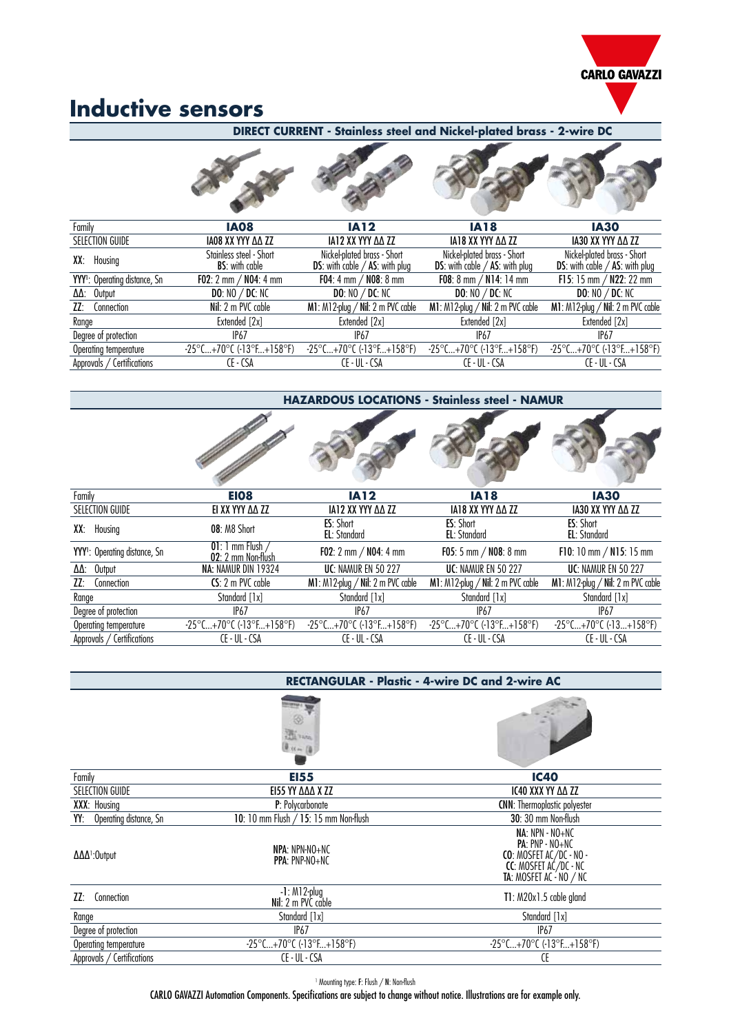# Inductive sensors

## DIRECT CURRENT - Stainless steel and Nickel-plated brass - 2-wire DC

| Family | IA08 | IA12 | IA18 | IA30 |
|---|---|---|---|---|
| SELECTION GUIDE | IA08 XX YYY ΔΔ ZZ | IA12 XX YYY ΔΔ ZZ | IA18 XX YYY ΔΔ ZZ | IA30 XX YYY ΔΔ ZZ |
| **XX**: Housing | Stainless steel - Short **BS**: with cable | Nickel-plated brass - Short **DS**: with cable / **AS**: with plug | Nickel-plated brass - Short **DS**: with cable / **AS**: with plug | Nickel-plated brass - Short **DS**: with cable / **AS**: with plug |
| **YYY**[1]: Operating distance, Sn | **F02**: 2 mm / **N04**: 4 mm | **F04**: 4 mm / **N08**: 8 mm | **F08**: 8 mm / **N14**: 14 mm | **F15**: 15 mm / **N22**: 22 mm |
| **ΔΔ**: Output | **DO**: NO / **DC**: NC | **DO**: NO / **DC**: NC | **DO**: NO / **DC**: NC | **DO**: NO / **DC**: NC |
| **ZZ**: Connection | **Nil**: 2 m PVC cable | **M1**: M12-plug / **Nil**: 2 m PVC cable | **M1**: M12-plug / **Nil**: 2 m PVC cable | **M1**: M12-plug / **Nil**: 2 m PVC cable |
| Range | Extended [2x] | Extended [2x] | Extended [2x] | Extended [2x] |
| Degree of protection | IP67 | IP67 | IP67 | IP67 |
| Operating temperature | -25°C...+70°C (-13°F...+158°F) | -25°C...+70°C (-13°F...+158°F) | -25°C...+70°C (-13°F...+158°F) | -25°C...+70°C (-13°F...+158°F) |
| Approvals / Certifications | CE - CSA | CE - UL - CSA | CE - UL - CSA | CE - UL - CSA |

## HAZARDOUS LOCATIONS - Stainless steel - NAMUR

| Family | EI08 | IA12 | IA18 | IA30 |
|---|---|---|---|---|
| SELECTION GUIDE | EI XX YYY ΔΔ ZZ | IA12 XX YYY ΔΔ ZZ | IA18 XX YYY ΔΔ ZZ | IA30 XX YYY ΔΔ ZZ |
| **XX**: Housing | **08**: M8 Short | **ES**: Short **EL**: Standard | **ES**: Short **EL**: Standard | **ES**: Short **EL**: Standard |
| **YYY**[1]: Operating distance, Sn | **01**: 1 mm Flush / **02**: 2 mm Non-flush | **F02**: 2 mm / **N04**: 4 mm | **F05**: 5 mm / **N08**: 8 mm | **F10**: 10 mm / **N15**: 15 mm |
| **ΔΔ**: Output | **NA**: NAMUR DIN 19324 | **UC**: NAMUR EN 50 227 | **UC**: NAMUR EN 50 227 | **UC**: NAMUR EN 50 227 |
| **ZZ**: Connection | **CS**: 2 m PVC cable | **M1**: M12-plug / **Nil**: 2 m PVC cable | **M1**: M12-plug / **Nil**: 2 m PVC cable | **M1**: M12-plug / **Nil**: 2 m PVC cable |
| Range | Standard [1x] | Standard [1x] | Standard [1x] | Standard [1x] |
| Degree of protection | IP67 | IP67 | IP67 | IP67 |
| Operating temperature | -25°C...+70°C (-13°F...+158°F) | -25°C...+70°C (-13°F...+158°F) | -25°C...+70°C (-13°F...+158°F) | -25°C...+70°C (-13...+158°F) |
| Approvals / Certifications | CE - UL - CSA | CE - UL - CSA | CE - UL - CSA | CE - UL - CSA |

## RECTANGULAR - Plastic - 4-wire DC and 2-wire AC

| Family | EI55 | IC40 |
|---|---|---|
| SELECTION GUIDE | EI55 YY ΔΔΔ X ZZ | IC40 XXX YY ΔΔ ZZ |
| **XXX**: Housing | **P**: Polycarbonate | **CNN**: Thermoplastic polyester |
| **YY**: Operating distance, Sn | **10**: 10 mm Flush / **15**: 15 mm Non-flush | **30**: 30 mm Non-flush |
| **ΔΔΔ**[1]:Output | **NPA**: NPN-NO+NC **PPA**: PNP-NO+NC | **NA**: NPN - NO+NC **PA**: PNP - NO+NC **CO**: MOSFET AC/DC - NO - **CC**: MOSFET AC/DC - NC **TA**: MOSFET AC - NO / NC |
| **ZZ**: Connection | **-1**: M12-plug **Nil**: 2 m PVC cable | **T1**: M20x1.5 cable gland |
| Range | Standard [1x] | Standard [1x] |
| Degree of protection | IP67 | IP67 |
| Operating temperature | -25°C...+70°C (-13°F...+158°F) | -25°C...+70°C (-13°F...+158°F) |
| Approvals / Certifications | CE - UL - CSA | CE |

[1] Mounting type: **F**: Flush / **N**: Non-flush

CARLO GAVAZZI Automation Components. Specifications are subject to change without notice. Illustrations are for example only.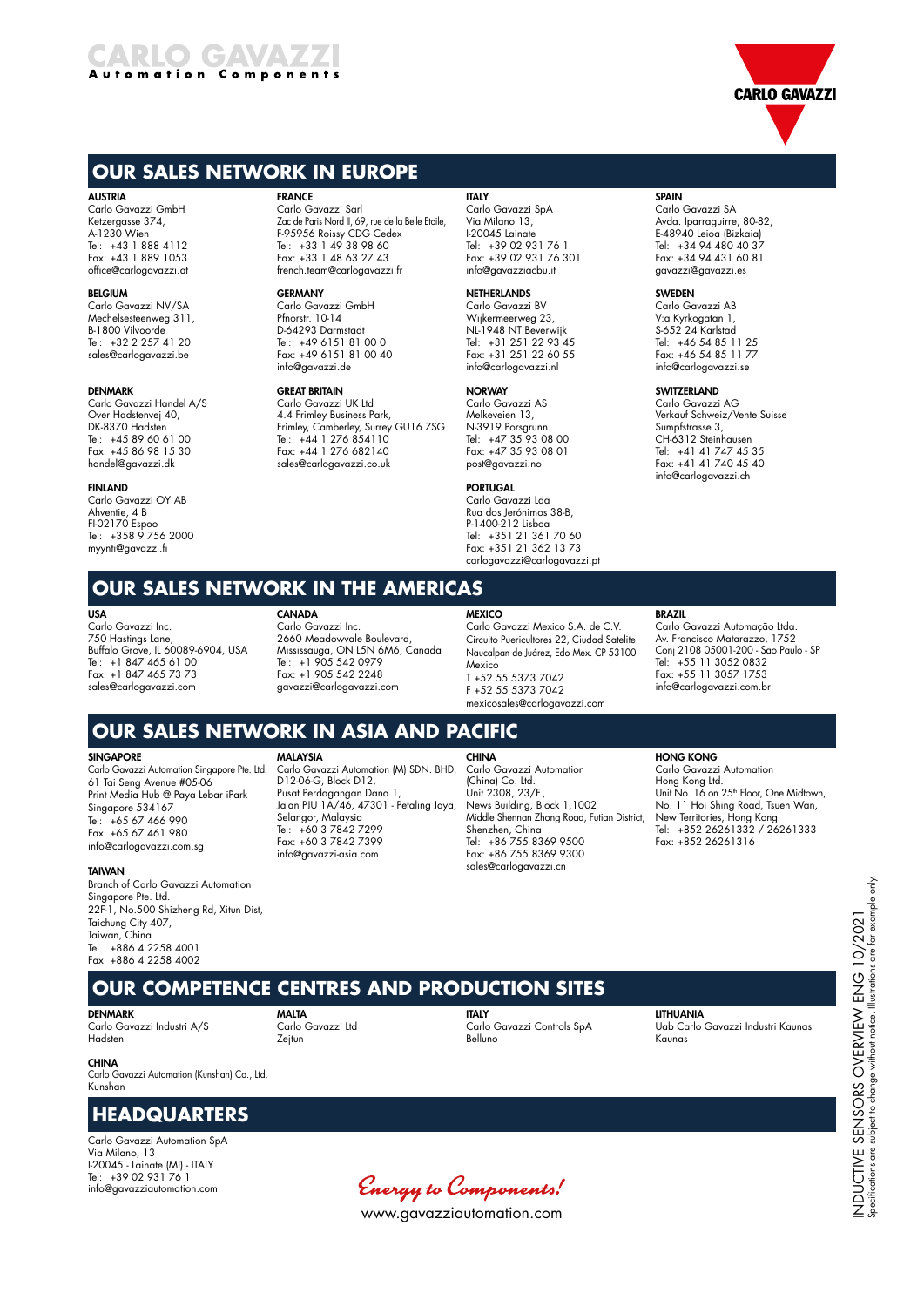CARLO GAVAZZI
Automation Components

CARLO GAVAZZI

## OUR SALES NETWORK IN EUROPE

**AUSTRIA**
Carlo Gavazzi GmbH
Ketzergasse 374,
A-1230 Wien
Tel: +43 1 888 4112
Fax: +43 1 889 1053
office@carlogavazzi.at

**BELGIUM**
Carlo Gavazzi NV/SA
Mechelsesteenweg 311,
B-1800 Vilvoorde
Tel: +32 2 257 41 20
sales@carlogavazzi.be

**DENMARK**
Carlo Gavazzi Handel A/S
Over Hadstenvej 40,
DK-8370 Hadsten
Tel: +45 89 60 61 00
Fax: +45 86 98 15 30
handel@gavazzi.dk

**FINLAND**
Carlo Gavazzi OY AB
Ahventie, 4 B
FI-02170 Espoo
Tel: +358 9 756 2000
myynti@gavazzi.fi

**FRANCE**
Carlo Gavazzi Sarl
Zac de Paris Nord II, 69, rue de la Belle Etoile,
F-95956 Roissy CDG Cedex
Tel: +33 1 49 38 98 60
Fax: +33 1 48 63 27 43
french.team@carlogavazzi.fr

**GERMANY**
Carlo Gavazzi GmbH
Pfnorstr. 10-14
D-64293 Darmstadt
Tel: +49 6151 81 00 0
Fax: +49 6151 81 00 40
info@gavazzi.de

**GREAT BRITAIN**
Carlo Gavazzi UK Ltd
4.4 Frimley Business Park,
Frimley, Camberley, Surrey GU16 7SG
Tel: +44 1 276 854110
Fax: +44 1 276 682140
sales@carlogavazzi.co.uk

**ITALY**
Carlo Gavazzi SpA
Via Milano 13,
I-20045 Lainate
Tel: +39 02 931 76 1
Fax: +39 02 931 76 301
info@gavazziacbu.it

**NETHERLANDS**
Carlo Gavazzi BV
Wijkermeerweg 23,
NL-1948 NT Beverwijk
Tel: +31 251 22 93 45
Fax: +31 251 22 60 55
info@carlogavazzi.nl

**NORWAY**
Carlo Gavazzi AS
Melkeveien 13,
N-3919 Porsgrunn
Tel: +47 35 93 08 00
Fax: +47 35 93 08 01
post@gavazzi.no

**PORTUGAL**
Carlo Gavazzi Lda
Rua dos Jerónimos 38-B,
P-1400-212 Lisboa
Tel: +351 21 361 70 60
Fax: +351 21 362 13 73
carlogavazzi@carlogavazzi.pt

**SPAIN**
Carlo Gavazzi SA
Avda. Iparraguirre, 80-82,
E-48940 Leioa (Bizkaia)
Tel: +34 94 480 40 37
Fax: +34 94 431 60 81
gavazzi@gavazzi.es

**SWEDEN**
Carlo Gavazzi AB
V:a Kyrkogatan 1,
S-652 24 Karlstad
Tel: +46 54 85 11 25
Fax: +46 54 85 11 77
info@carlogavazzi.se

**SWITZERLAND**
Carlo Gavazzi AG
Verkauf Schweiz/Vente Suisse
Sumpfstrasse 3,
CH-6312 Steinhausen
Tel: +41 41 747 45 35
Fax: +41 41 740 45 40
info@carlogavazzi.ch

## OUR SALES NETWORK IN THE AMERICAS

**USA**
Carlo Gavazzi Inc.
750 Hastings Lane,
Buffalo Grove, IL 60089-6904, USA
Tel: +1 847 465 61 00
Fax: +1 847 465 73 73
sales@carlogavazzi.com

**CANADA**
Carlo Gavazzi Inc.
2660 Meadowvale Boulevard,
Mississauga, ON L5N 6M6, Canada
Tel: +1 905 542 0979
Fax: +1 905 542 2248
gavazzi@carlogavazzi.com

**MEXICO**
Carlo Gavazzi Mexico S.A. de C.V.
Circuito Puericultores 22, Ciudad Satelite
Naucalpan de Juárez, Edo Mex. CP 53100
Mexico
T +52 55 5373 7042
F +52 55 5373 7042
mexicosales@carlogavazzi.com

**BRAZIL**
Carlo Gavazzi Automação Ltda.
Av. Francisco Matarazzo, 1752
Conj 2108 05001-200 - São Paulo - SP
Tel: +55 11 3052 0832
Fax: +55 11 3057 1753
info@carlogavazzi.com.br

## OUR SALES NETWORK IN ASIA AND PACIFIC

**SINGAPORE**
Carlo Gavazzi Automation Singapore Pte. Ltd.
61 Tai Seng Avenue #05-06
Print Media Hub @ Paya Lebar iPark
Singapore 534167
Tel: +65 67 466 990
Fax: +65 67 461 980
info@carlogavazzi.com.sg

**TAIWAN**
Branch of Carlo Gavazzi Automation
Singapore Pte. Ltd.
22F-1, No.500 Shizheng Rd, Xitun Dist,
Taichung City 407,
Taiwan, China
Tel. +886 4 2258 4001
Fax +886 4 2258 4002

**MALAYSIA**
Carlo Gavazzi Automation (M) SDN. BHD.
D12-06-G, Block D12,
Pusat Perdagangan Dana 1,
Jalan PJU 1A/46, 47301 - Petaling Jaya,
Selangor, Malaysia
Tel: +60 3 7842 7299
Fax: +60 3 7842 7399
info@gavazzi-asia.com

**CHINA**
Carlo Gavazzi Automation
(China) Co. Ltd.
Unit 2308, 23/F.,
News Building, Block 1,1002
Middle Shennan Zhong Road, Futian District,
Shenzhen, China
Tel: +86 755 8369 9500
Fax: +86 755 8369 9300
sales@carlogavazzi.cn

**HONG KONG**
Carlo Gavazzi Automation
Hong Kong Ltd.
Unit No. 16 on 25th Floor, One Midtown,
No. 11 Hoi Shing Road, Tsuen Wan,
New Territories, Hong Kong
Tel: +852 26261332 / 26261333
Fax: +852 26261316

## OUR COMPETENCE CENTRES AND PRODUCTION SITES

**DENMARK**
Carlo Gavazzi Industri A/S
Hadsten

**CHINA**
Carlo Gavazzi Automation (Kunshan) Co., Ltd.
Kunshan

**MALTA**
Carlo Gavazzi Ltd
Zejtun

**ITALY**
Carlo Gavazzi Controls SpA
Belluno

**LITHUANIA**
Uab Carlo Gavazzi Industri Kaunas
Kaunas

## HEADQUARTERS

Carlo Gavazzi Automation SpA
Via Milano, 13
I-20045 - Lainate (MI) - ITALY
Tel: +39 02 931 76 1
info@gavazziautomation.com

*Energy to Components!*
www.gavazziautomation.com

INDUCTIVE SENSORS OVERVIEW ENG 10/2021
Specifications are subject to change without notice. Illustrations are for example only.